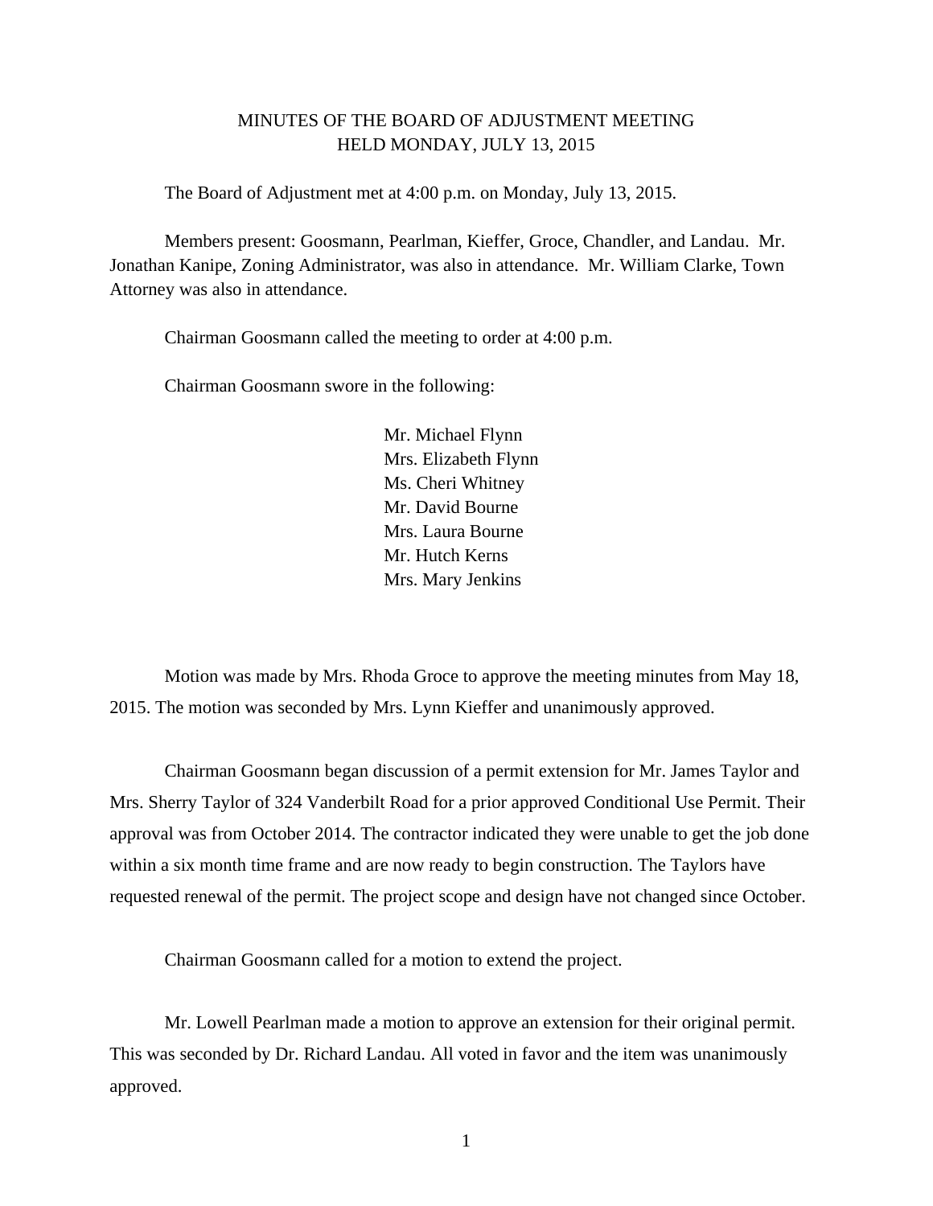# MINUTES OF THE BOARD OF ADJUSTMENT MEETING
## HELD MONDAY, JULY 13, 2015

The Board of Adjustment met at 4:00 p.m. on Monday, July 13, 2015.

Members present: Goosmann, Pearlman, Kieffer, Groce, Chandler, and Landau. Mr. Jonathan Kanipe, Zoning Administrator, was also in attendance. Mr. William Clarke, Town Attorney was also in attendance.

Chairman Goosmann called the meeting to order at 4:00 p.m.

Chairman Goosmann swore in the following:

Mr. Michael Flynn
Mrs. Elizabeth Flynn
Ms. Cheri Whitney
Mr. David Bourne
Mrs. Laura Bourne
Mr. Hutch Kerns
Mrs. Mary Jenkins

Motion was made by Mrs. Rhoda Groce to approve the meeting minutes from May 18, 2015. The motion was seconded by Mrs. Lynn Kieffer and unanimously approved.

Chairman Goosmann began discussion of a permit extension for Mr. James Taylor and Mrs. Sherry Taylor of 324 Vanderbilt Road for a prior approved Conditional Use Permit. Their approval was from October 2014. The contractor indicated they were unable to get the job done within a six month time frame and are now ready to begin construction. The Taylors have requested renewal of the permit. The project scope and design have not changed since October.

Chairman Goosmann called for a motion to extend the project.

Mr. Lowell Pearlman made a motion to approve an extension for their original permit. This was seconded by Dr. Richard Landau. All voted in favor and the item was unanimously approved.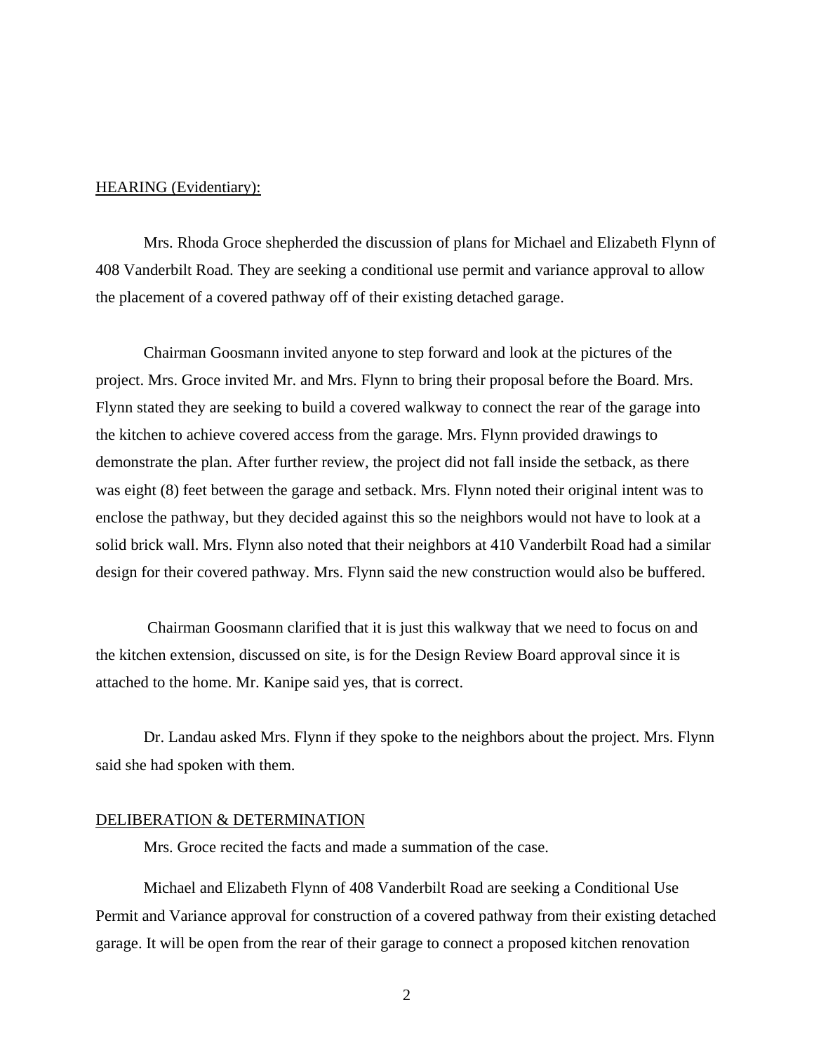HEARING (Evidentiary):

Mrs. Rhoda Groce shepherded the discussion of plans for Michael and Elizabeth Flynn of 408 Vanderbilt Road. They are seeking a conditional use permit and variance approval to allow the placement of a covered pathway off of their existing detached garage.

Chairman Goosmann invited anyone to step forward and look at the pictures of the project. Mrs. Groce invited Mr. and Mrs. Flynn to bring their proposal before the Board. Mrs. Flynn stated they are seeking to build a covered walkway to connect the rear of the garage into the kitchen to achieve covered access from the garage. Mrs. Flynn provided drawings to demonstrate the plan. After further review, the project did not fall inside the setback, as there was eight (8) feet between the garage and setback. Mrs. Flynn noted their original intent was to enclose the pathway, but they decided against this so the neighbors would not have to look at a solid brick wall. Mrs. Flynn also noted that their neighbors at 410 Vanderbilt Road had a similar design for their covered pathway. Mrs. Flynn said the new construction would also be buffered.

Chairman Goosmann clarified that it is just this walkway that we need to focus on and the kitchen extension, discussed on site, is for the Design Review Board approval since it is attached to the home. Mr. Kanipe said yes, that is correct.

Dr. Landau asked Mrs. Flynn if they spoke to the neighbors about the project. Mrs. Flynn said she had spoken with them.

DELIBERATION & DETERMINATION

Mrs. Groce recited the facts and made a summation of the case.

Michael and Elizabeth Flynn of 408 Vanderbilt Road are seeking a Conditional Use Permit and Variance approval for construction of a covered pathway from their existing detached garage. It will be open from the rear of their garage to connect a proposed kitchen renovation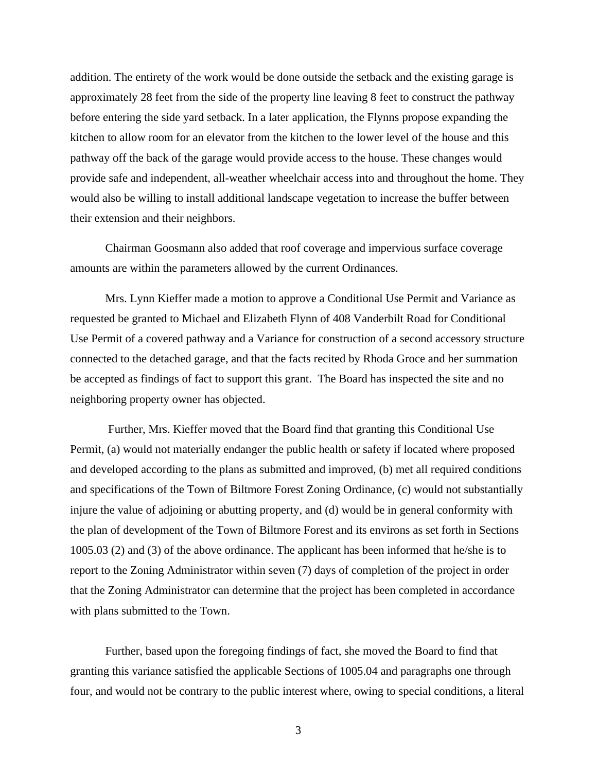addition. The entirety of the work would be done outside the setback and the existing garage is approximately 28 feet from the side of the property line leaving 8 feet to construct the pathway before entering the side yard setback. In a later application, the Flynns propose expanding the kitchen to allow room for an elevator from the kitchen to the lower level of the house and this pathway off the back of the garage would provide access to the house. These changes would provide safe and independent, all-weather wheelchair access into and throughout the home. They would also be willing to install additional landscape vegetation to increase the buffer between their extension and their neighbors.

Chairman Goosmann also added that roof coverage and impervious surface coverage amounts are within the parameters allowed by the current Ordinances.

Mrs. Lynn Kieffer made a motion to approve a Conditional Use Permit and Variance as requested be granted to Michael and Elizabeth Flynn of 408 Vanderbilt Road for Conditional Use Permit of a covered pathway and a Variance for construction of a second accessory structure connected to the detached garage, and that the facts recited by Rhoda Groce and her summation be accepted as findings of fact to support this grant. The Board has inspected the site and no neighboring property owner has objected.

Further, Mrs. Kieffer moved that the Board find that granting this Conditional Use Permit, (a) would not materially endanger the public health or safety if located where proposed and developed according to the plans as submitted and improved, (b) met all required conditions and specifications of the Town of Biltmore Forest Zoning Ordinance, (c) would not substantially injure the value of adjoining or abutting property, and (d) would be in general conformity with the plan of development of the Town of Biltmore Forest and its environs as set forth in Sections 1005.03 (2) and (3) of the above ordinance. The applicant has been informed that he/she is to report to the Zoning Administrator within seven (7) days of completion of the project in order that the Zoning Administrator can determine that the project has been completed in accordance with plans submitted to the Town.

Further, based upon the foregoing findings of fact, she moved the Board to find that granting this variance satisfied the applicable Sections of 1005.04 and paragraphs one through four, and would not be contrary to the public interest where, owing to special conditions, a literal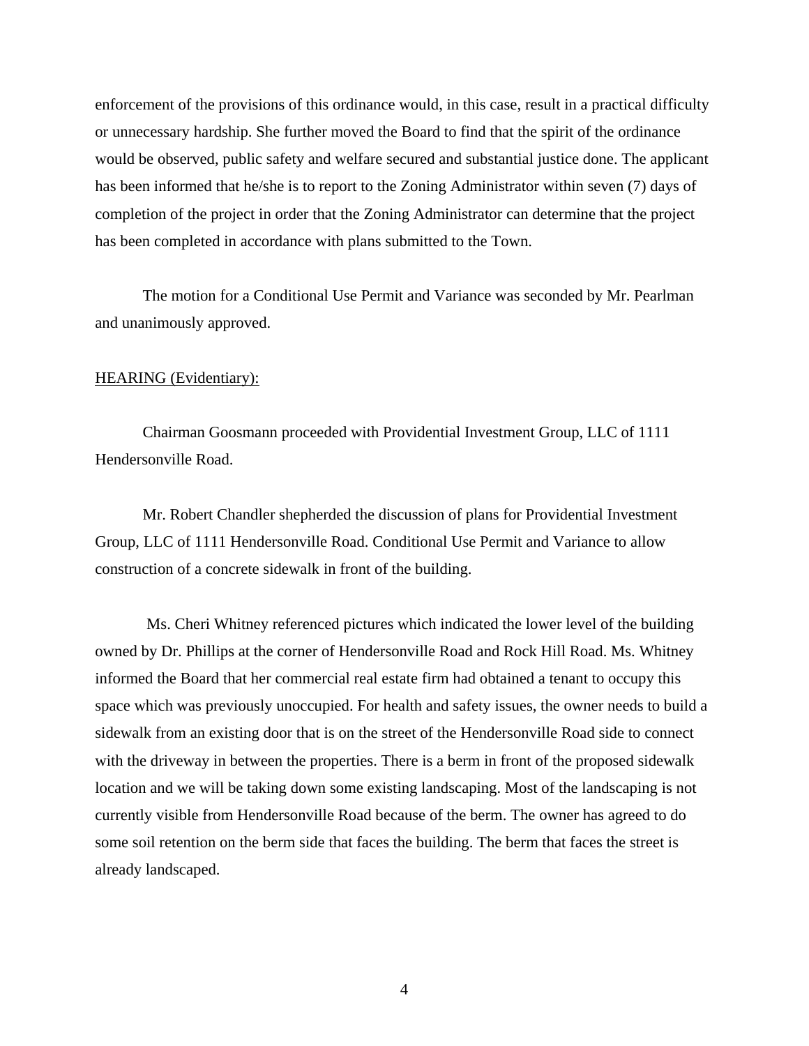enforcement of the provisions of this ordinance would, in this case, result in a practical difficulty or unnecessary hardship. She further moved the Board to find that the spirit of the ordinance would be observed, public safety and welfare secured and substantial justice done. The applicant has been informed that he/she is to report to the Zoning Administrator within seven (7) days of completion of the project in order that the Zoning Administrator can determine that the project has been completed in accordance with plans submitted to the Town.

The motion for a Conditional Use Permit and Variance was seconded by Mr. Pearlman and unanimously approved.

<u>HEARING (Evidentiary):</u>

Chairman Goosmann proceeded with Providential Investment Group, LLC of 1111 Hendersonville Road.

Mr. Robert Chandler shepherded the discussion of plans for Providential Investment Group, LLC of 1111 Hendersonville Road. Conditional Use Permit and Variance to allow construction of a concrete sidewalk in front of the building.

Ms. Cheri Whitney referenced pictures which indicated the lower level of the building owned by Dr. Phillips at the corner of Hendersonville Road and Rock Hill Road. Ms. Whitney informed the Board that her commercial real estate firm had obtained a tenant to occupy this space which was previously unoccupied. For health and safety issues, the owner needs to build a sidewalk from an existing door that is on the street of the Hendersonville Road side to connect with the driveway in between the properties. There is a berm in front of the proposed sidewalk location and we will be taking down some existing landscaping. Most of the landscaping is not currently visible from Hendersonville Road because of the berm. The owner has agreed to do some soil retention on the berm side that faces the building. The berm that faces the street is already landscaped.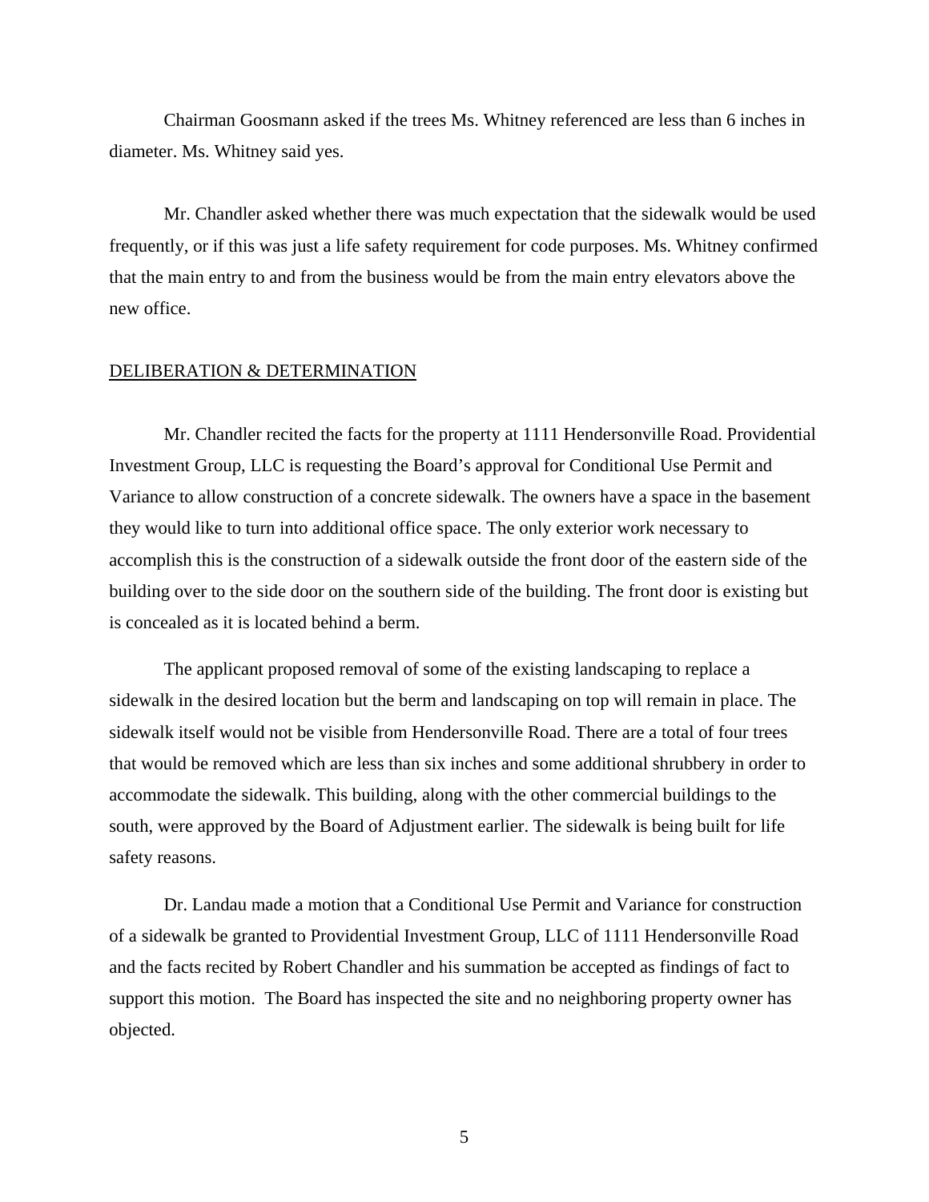Chairman Goosmann asked if the trees Ms. Whitney referenced are less than 6 inches in diameter. Ms. Whitney said yes.

Mr. Chandler asked whether there was much expectation that the sidewalk would be used frequently, or if this was just a life safety requirement for code purposes. Ms. Whitney confirmed that the main entry to and from the business would be from the main entry elevators above the new office.

## DELIBERATION & DETERMINATION

Mr. Chandler recited the facts for the property at 1111 Hendersonville Road. Providential Investment Group, LLC is requesting the Board's approval for Conditional Use Permit and Variance to allow construction of a concrete sidewalk. The owners have a space in the basement they would like to turn into additional office space. The only exterior work necessary to accomplish this is the construction of a sidewalk outside the front door of the eastern side of the building over to the side door on the southern side of the building. The front door is existing but is concealed as it is located behind a berm.

The applicant proposed removal of some of the existing landscaping to replace a sidewalk in the desired location but the berm and landscaping on top will remain in place. The sidewalk itself would not be visible from Hendersonville Road. There are a total of four trees that would be removed which are less than six inches and some additional shrubbery in order to accommodate the sidewalk. This building, along with the other commercial buildings to the south, were approved by the Board of Adjustment earlier. The sidewalk is being built for life safety reasons.

Dr. Landau made a motion that a Conditional Use Permit and Variance for construction of a sidewalk be granted to Providential Investment Group, LLC of 1111 Hendersonville Road and the facts recited by Robert Chandler and his summation be accepted as findings of fact to support this motion. The Board has inspected the site and no neighboring property owner has objected.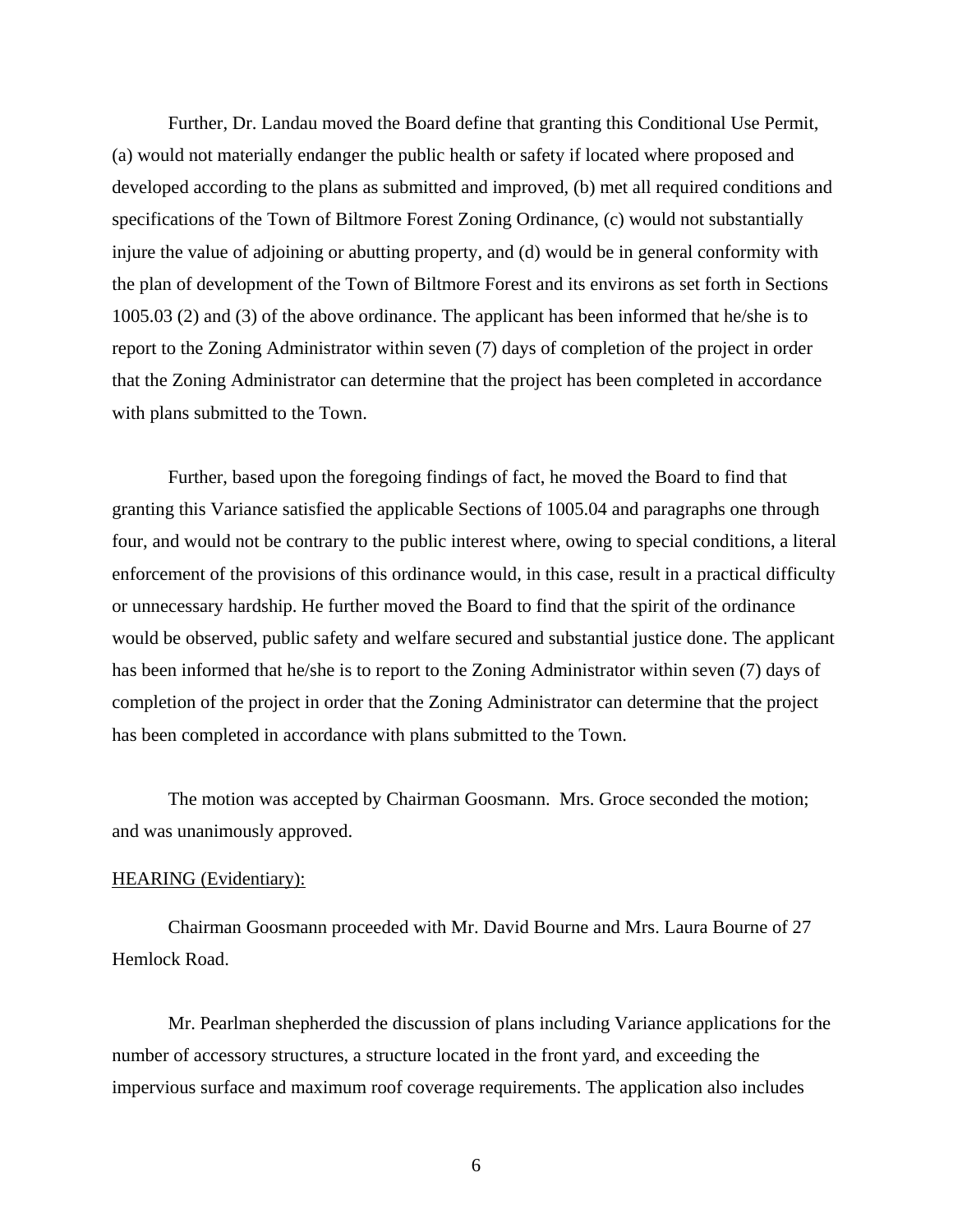Further, Dr. Landau moved the Board define that granting this Conditional Use Permit, (a) would not materially endanger the public health or safety if located where proposed and developed according to the plans as submitted and improved, (b) met all required conditions and specifications of the Town of Biltmore Forest Zoning Ordinance, (c) would not substantially injure the value of adjoining or abutting property, and (d) would be in general conformity with the plan of development of the Town of Biltmore Forest and its environs as set forth in Sections 1005.03 (2) and (3) of the above ordinance. The applicant has been informed that he/she is to report to the Zoning Administrator within seven (7) days of completion of the project in order that the Zoning Administrator can determine that the project has been completed in accordance with plans submitted to the Town.

Further, based upon the foregoing findings of fact, he moved the Board to find that granting this Variance satisfied the applicable Sections of 1005.04 and paragraphs one through four, and would not be contrary to the public interest where, owing to special conditions, a literal enforcement of the provisions of this ordinance would, in this case, result in a practical difficulty or unnecessary hardship. He further moved the Board to find that the spirit of the ordinance would be observed, public safety and welfare secured and substantial justice done. The applicant has been informed that he/she is to report to the Zoning Administrator within seven (7) days of completion of the project in order that the Zoning Administrator can determine that the project has been completed in accordance with plans submitted to the Town.

The motion was accepted by Chairman Goosmann. Mrs. Groce seconded the motion; and was unanimously approved.

<u>HEARING (Evidentiary):</u>

Chairman Goosmann proceeded with Mr. David Bourne and Mrs. Laura Bourne of 27 Hemlock Road.

Mr. Pearlman shepherded the discussion of plans including Variance applications for the number of accessory structures, a structure located in the front yard, and exceeding the impervious surface and maximum roof coverage requirements. The application also includes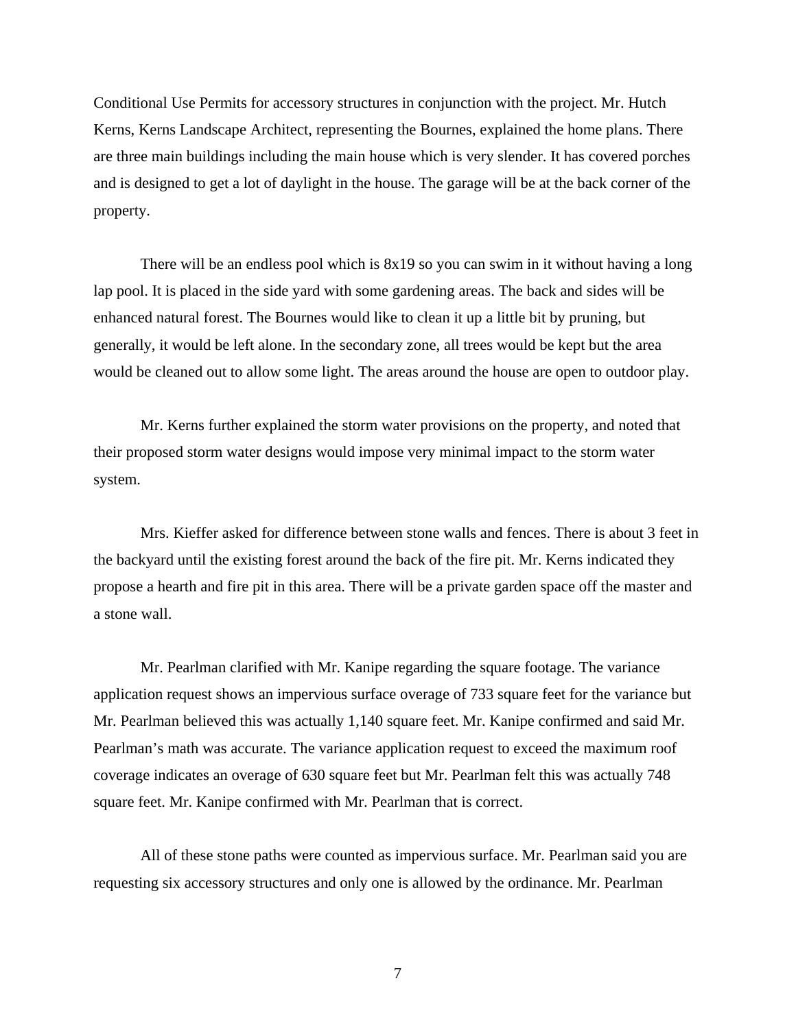Conditional Use Permits for accessory structures in conjunction with the project. Mr. Hutch Kerns, Kerns Landscape Architect, representing the Bournes, explained the home plans. There are three main buildings including the main house which is very slender. It has covered porches and is designed to get a lot of daylight in the house. The garage will be at the back corner of the property.

There will be an endless pool which is 8x19 so you can swim in it without having a long lap pool. It is placed in the side yard with some gardening areas. The back and sides will be enhanced natural forest. The Bournes would like to clean it up a little bit by pruning, but generally, it would be left alone. In the secondary zone, all trees would be kept but the area would be cleaned out to allow some light. The areas around the house are open to outdoor play.

Mr. Kerns further explained the storm water provisions on the property, and noted that their proposed storm water designs would impose very minimal impact to the storm water system.

Mrs. Kieffer asked for difference between stone walls and fences. There is about 3 feet in the backyard until the existing forest around the back of the fire pit. Mr. Kerns indicated they propose a hearth and fire pit in this area. There will be a private garden space off the master and a stone wall.

Mr. Pearlman clarified with Mr. Kanipe regarding the square footage. The variance application request shows an impervious surface overage of 733 square feet for the variance but Mr. Pearlman believed this was actually 1,140 square feet. Mr. Kanipe confirmed and said Mr. Pearlman's math was accurate. The variance application request to exceed the maximum roof coverage indicates an overage of 630 square feet but Mr. Pearlman felt this was actually 748 square feet. Mr. Kanipe confirmed with Mr. Pearlman that is correct.

All of these stone paths were counted as impervious surface. Mr. Pearlman said you are requesting six accessory structures and only one is allowed by the ordinance. Mr. Pearlman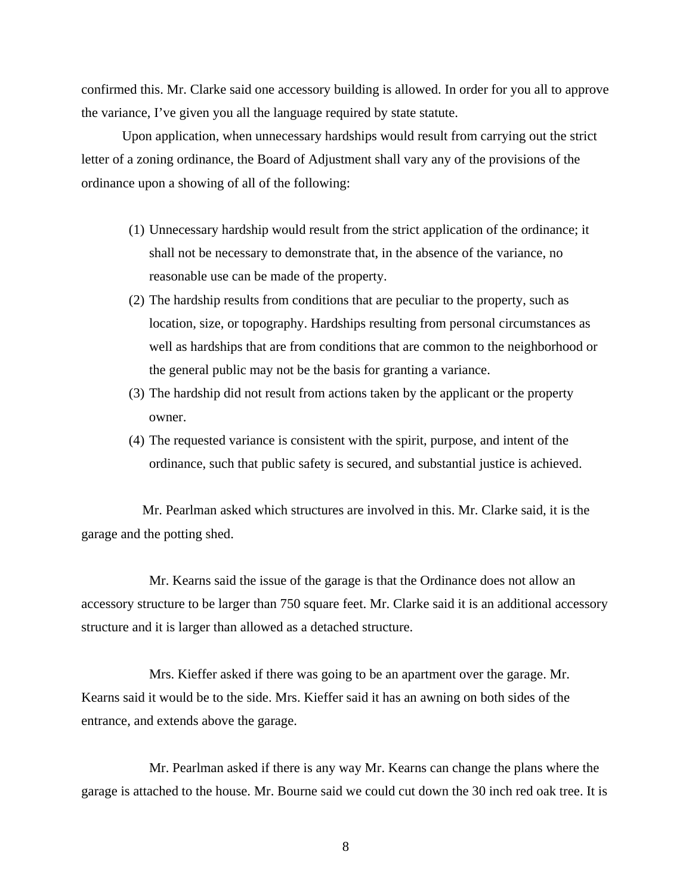confirmed this. Mr. Clarke said one accessory building is allowed. In order for you all to approve the variance, I've given you all the language required by state statute.

Upon application, when unnecessary hardships would result from carrying out the strict letter of a zoning ordinance, the Board of Adjustment shall vary any of the provisions of the ordinance upon a showing of all of the following:

(1) Unnecessary hardship would result from the strict application of the ordinance; it shall not be necessary to demonstrate that, in the absence of the variance, no reasonable use can be made of the property.
(2) The hardship results from conditions that are peculiar to the property, such as location, size, or topography. Hardships resulting from personal circumstances as well as hardships that are from conditions that are common to the neighborhood or the general public may not be the basis for granting a variance.
(3) The hardship did not result from actions taken by the applicant or the property owner.
(4) The requested variance is consistent with the spirit, purpose, and intent of the ordinance, such that public safety is secured, and substantial justice is achieved.

Mr. Pearlman asked which structures are involved in this. Mr. Clarke said, it is the garage and the potting shed.

Mr. Kearns said the issue of the garage is that the Ordinance does not allow an accessory structure to be larger than 750 square feet. Mr. Clarke said it is an additional accessory structure and it is larger than allowed as a detached structure.

Mrs. Kieffer asked if there was going to be an apartment over the garage. Mr. Kearns said it would be to the side. Mrs. Kieffer said it has an awning on both sides of the entrance, and extends above the garage.

Mr. Pearlman asked if there is any way Mr. Kearns can change the plans where the garage is attached to the house. Mr. Bourne said we could cut down the 30 inch red oak tree. It is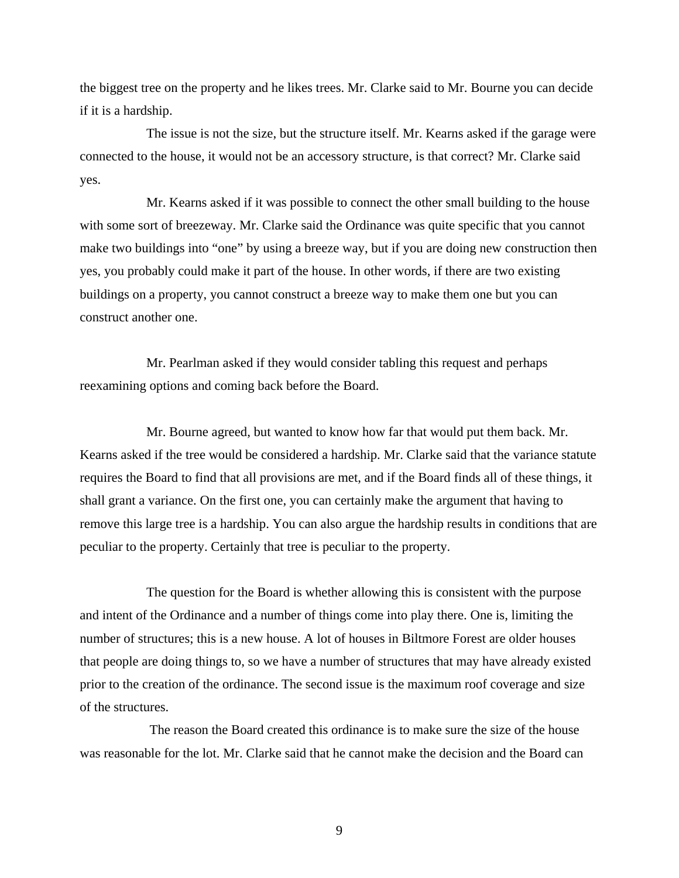the biggest tree on the property and he likes trees. Mr. Clarke said to Mr. Bourne you can decide if it is a hardship.

The issue is not the size, but the structure itself. Mr. Kearns asked if the garage were connected to the house, it would not be an accessory structure, is that correct? Mr. Clarke said yes.

Mr. Kearns asked if it was possible to connect the other small building to the house with some sort of breezeway. Mr. Clarke said the Ordinance was quite specific that you cannot make two buildings into "one" by using a breeze way, but if you are doing new construction then yes, you probably could make it part of the house. In other words, if there are two existing buildings on a property, you cannot construct a breeze way to make them one but you can construct another one.

Mr. Pearlman asked if they would consider tabling this request and perhaps reexamining options and coming back before the Board.

Mr. Bourne agreed, but wanted to know how far that would put them back. Mr. Kearns asked if the tree would be considered a hardship. Mr. Clarke said that the variance statute requires the Board to find that all provisions are met, and if the Board finds all of these things, it shall grant a variance. On the first one, you can certainly make the argument that having to remove this large tree is a hardship. You can also argue the hardship results in conditions that are peculiar to the property. Certainly that tree is peculiar to the property.

The question for the Board is whether allowing this is consistent with the purpose and intent of the Ordinance and a number of things come into play there. One is, limiting the number of structures; this is a new house. A lot of houses in Biltmore Forest are older houses that people are doing things to, so we have a number of structures that may have already existed prior to the creation of the ordinance. The second issue is the maximum roof coverage and size of the structures.

The reason the Board created this ordinance is to make sure the size of the house was reasonable for the lot. Mr. Clarke said that he cannot make the decision and the Board can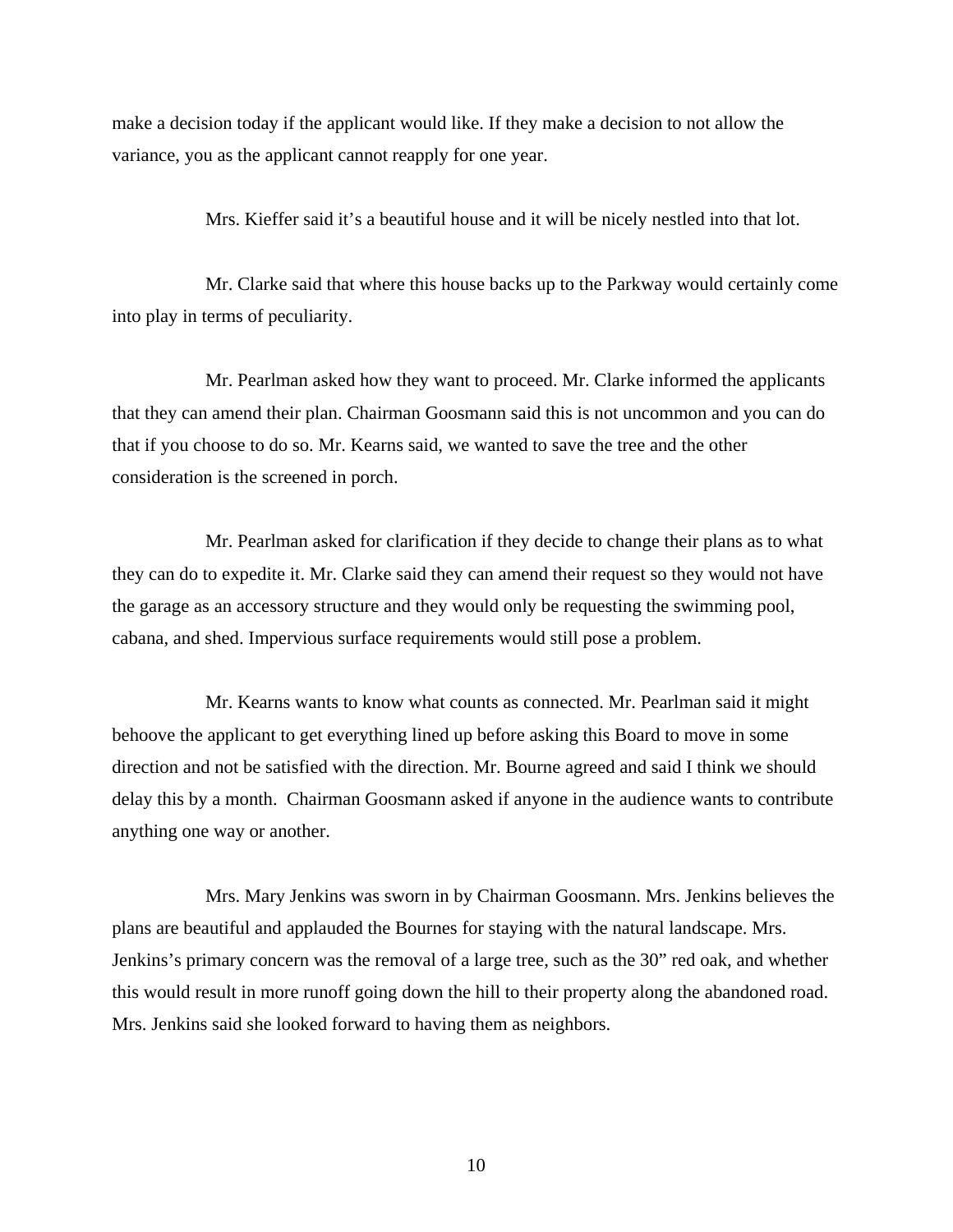make a decision today if the applicant would like. If they make a decision to not allow the variance, you as the applicant cannot reapply for one year.

Mrs. Kieffer said it's a beautiful house and it will be nicely nestled into that lot.

Mr. Clarke said that where this house backs up to the Parkway would certainly come into play in terms of peculiarity.

Mr. Pearlman asked how they want to proceed. Mr. Clarke informed the applicants that they can amend their plan. Chairman Goosmann said this is not uncommon and you can do that if you choose to do so. Mr. Kearns said, we wanted to save the tree and the other consideration is the screened in porch.

Mr. Pearlman asked for clarification if they decide to change their plans as to what they can do to expedite it. Mr. Clarke said they can amend their request so they would not have the garage as an accessory structure and they would only be requesting the swimming pool, cabana, and shed. Impervious surface requirements would still pose a problem.

Mr. Kearns wants to know what counts as connected. Mr. Pearlman said it might behoove the applicant to get everything lined up before asking this Board to move in some direction and not be satisfied with the direction. Mr. Bourne agreed and said I think we should delay this by a month. Chairman Goosmann asked if anyone in the audience wants to contribute anything one way or another.

Mrs. Mary Jenkins was sworn in by Chairman Goosmann. Mrs. Jenkins believes the plans are beautiful and applauded the Bournes for staying with the natural landscape. Mrs. Jenkins's primary concern was the removal of a large tree, such as the 30" red oak, and whether this would result in more runoff going down the hill to their property along the abandoned road. Mrs. Jenkins said she looked forward to having them as neighbors.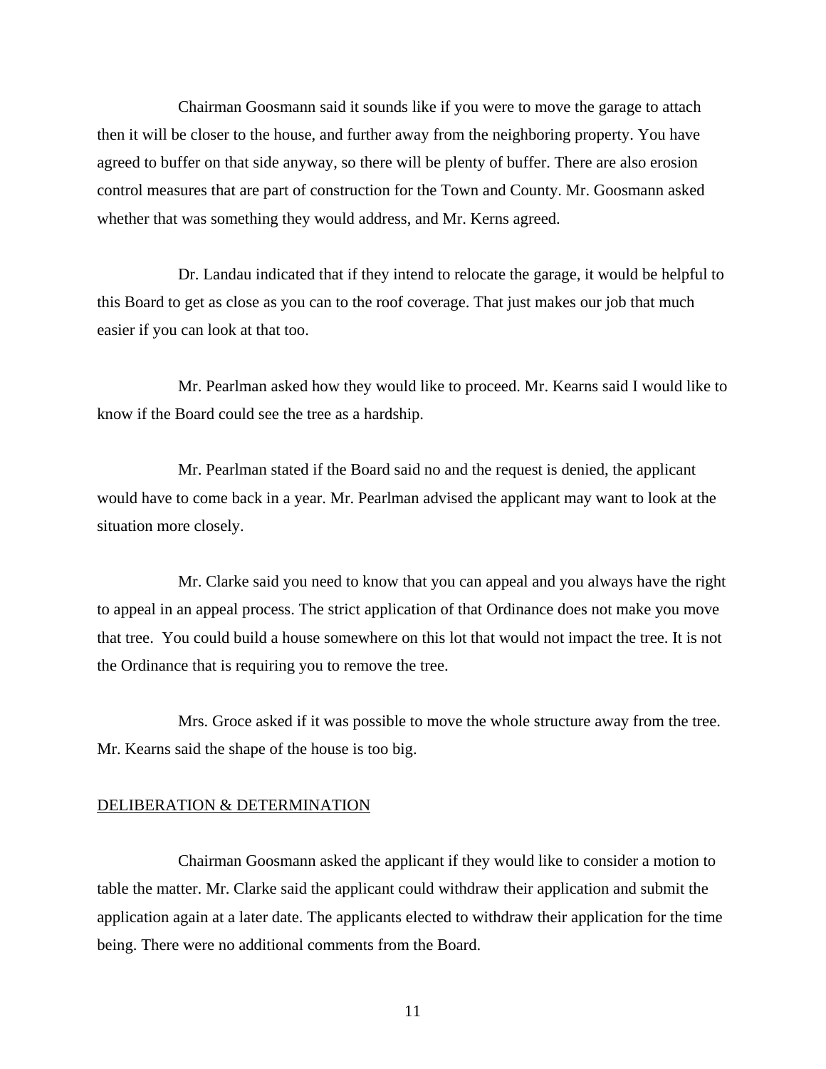Chairman Goosmann said it sounds like if you were to move the garage to attach then it will be closer to the house, and further away from the neighboring property. You have agreed to buffer on that side anyway, so there will be plenty of buffer. There are also erosion control measures that are part of construction for the Town and County. Mr. Goosmann asked whether that was something they would address, and Mr. Kerns agreed.

Dr. Landau indicated that if they intend to relocate the garage, it would be helpful to this Board to get as close as you can to the roof coverage. That just makes our job that much easier if you can look at that too.

Mr. Pearlman asked how they would like to proceed. Mr. Kearns said I would like to know if the Board could see the tree as a hardship.

Mr. Pearlman stated if the Board said no and the request is denied, the applicant would have to come back in a year. Mr. Pearlman advised the applicant may want to look at the situation more closely.

Mr. Clarke said you need to know that you can appeal and you always have the right to appeal in an appeal process. The strict application of that Ordinance does not make you move that tree. You could build a house somewhere on this lot that would not impact the tree. It is not the Ordinance that is requiring you to remove the tree.

Mrs. Groce asked if it was possible to move the whole structure away from the tree. Mr. Kearns said the shape of the house is too big.

<u>DELIBERATION & DETERMINATION</u>

Chairman Goosmann asked the applicant if they would like to consider a motion to table the matter. Mr. Clarke said the applicant could withdraw their application and submit the application again at a later date. The applicants elected to withdraw their application for the time being. There were no additional comments from the Board.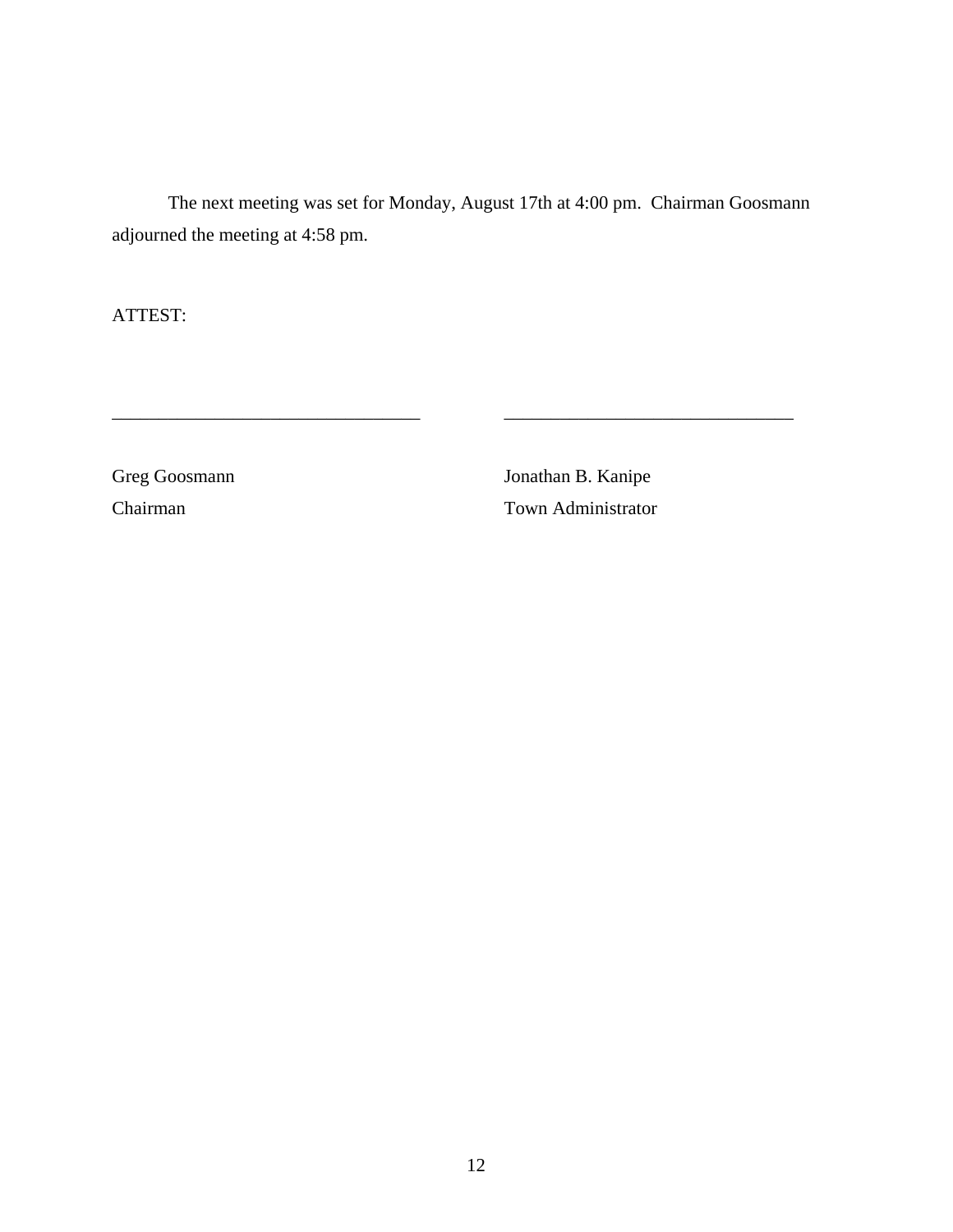The next meeting was set for Monday, August 17th at 4:00 pm. Chairman Goosmann adjourned the meeting at 4:58 pm.

ATTEST:

| | |
|---|---|
| _________________________________ | _______________________________ |
| Greg Goosmann | Jonathan B. Kanipe |
| Chairman | Town Administrator |